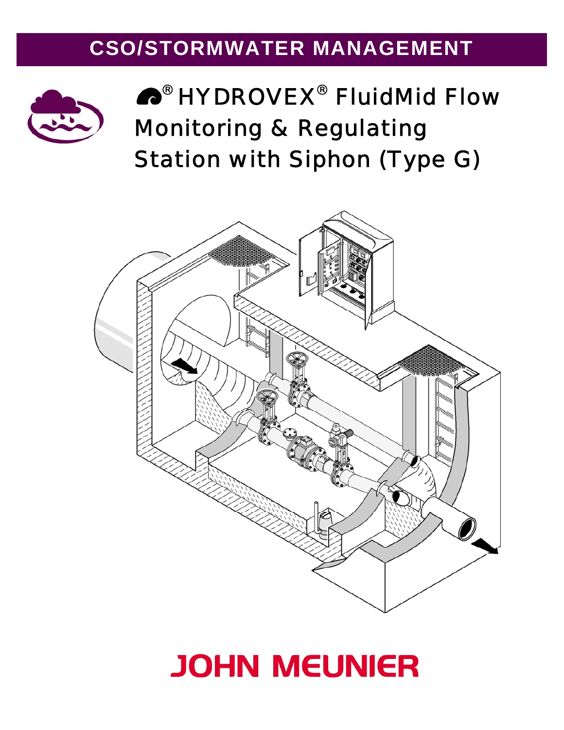# CSO/STORMWATER MANAGEMENT

# ® HYDROVEX® FluidMid Flow Monitoring & Regulating Station with Siphon (Type G)

JOHN MEUNIER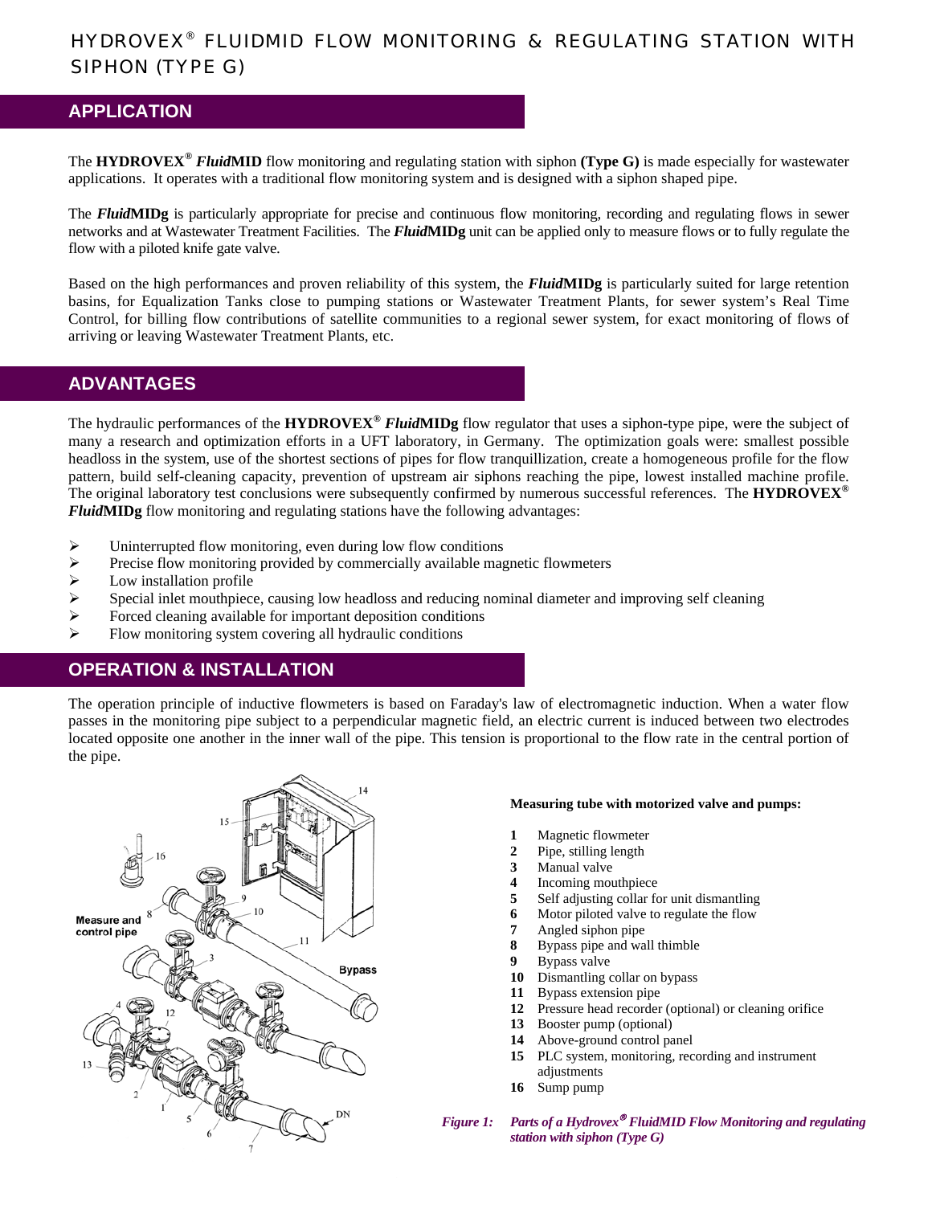# HYDROVEX® FLUIDMID FLOW MONITORING & REGULATING STATION WITH SIPHON (TYPE G)

## APPLICATION

The **HYDROVEX® *Fluid*MID** flow monitoring and regulating station with siphon **(Type G)** is made especially for wastewater applications. It operates with a traditional flow monitoring system and is designed with a siphon shaped pipe.

The ***Fluid*MIDg** is particularly appropriate for precise and continuous flow monitoring, recording and regulating flows in sewer networks and at Wastewater Treatment Facilities. The ***Fluid*MIDg** unit can be applied only to measure flows or to fully regulate the flow with a piloted knife gate valve.

Based on the high performances and proven reliability of this system, the ***Fluid*MIDg** is particularly suited for large retention basins, for Equalization Tanks close to pumping stations or Wastewater Treatment Plants, for sewer system's Real Time Control, for billing flow contributions of satellite communities to a regional sewer system, for exact monitoring of flows of arriving or leaving Wastewater Treatment Plants, etc.

## ADVANTAGES

The hydraulic performances of the **HYDROVEX® *Fluid*MIDg** flow regulator that uses a siphon-type pipe, were the subject of many a research and optimization efforts in a UFT laboratory, in Germany. The optimization goals were: smallest possible headloss in the system, use of the shortest sections of pipes for flow tranquillization, create a homogeneous profile for the flow pattern, build self-cleaning capacity, prevention of upstream air siphons reaching the pipe, lowest installed machine profile. The original laboratory test conclusions were subsequently confirmed by numerous successful references. The **HYDROVEX® *Fluid*MIDg** flow monitoring and regulating stations have the following advantages:

- Uninterrupted flow monitoring, even during low flow conditions
- Precise flow monitoring provided by commercially available magnetic flowmeters
- Low installation profile
- Special inlet mouthpiece, causing low headloss and reducing nominal diameter and improving self cleaning
- Forced cleaning available for important deposition conditions
- Flow monitoring system covering all hydraulic conditions

## OPERATION & INSTALLATION

The operation principle of inductive flowmeters is based on Faraday's law of electromagnetic induction. When a water flow passes in the monitoring pipe subject to a perpendicular magnetic field, an electric current is induced between two electrodes located opposite one another in the inner wall of the pipe. This tension is proportional to the flow rate in the central portion of the pipe.

**Measuring tube with motorized valve and pumps:**

1. Magnetic flowmeter
2. Pipe, stilling length
3. Manual valve
4. Incoming mouthpiece
5. Self adjusting collar for unit dismantling
6. Motor piloted valve to regulate the flow
7. Angled siphon pipe
8. Bypass pipe and wall thimble
9. Bypass valve
10. Dismantling collar on bypass
11. Bypass extension pipe
12. Pressure head recorder (optional) or cleaning orifice
13. Booster pump (optional)
14. Above-ground control panel
15. PLC system, monitoring, recording and instrument adjustments
16. Sump pump

*Figure 1: Parts of a Hydrovex® FluidMID Flow Monitoring and regulating station with siphon (Type G)*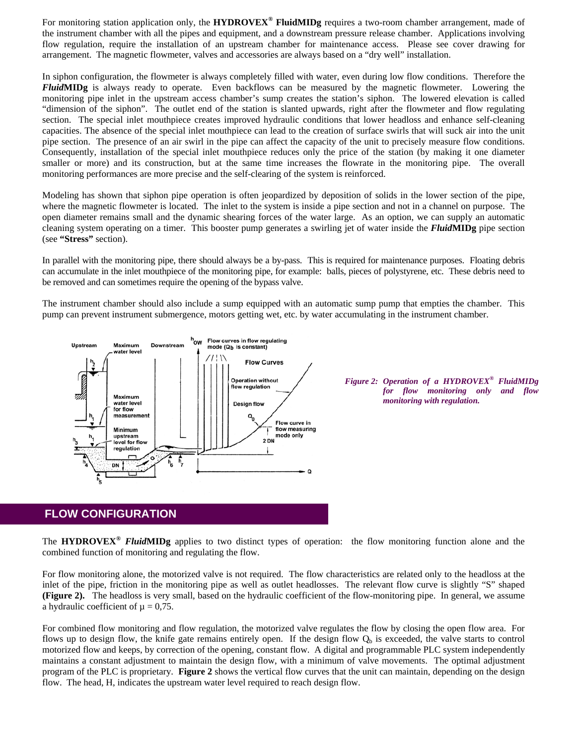For monitoring station application only, the **HYDROVEX® FluidMIDg** requires a two-room chamber arrangement, made of the instrument chamber with all the pipes and equipment, and a downstream pressure release chamber. Applications involving flow regulation, require the installation of an upstream chamber for maintenance access. Please see cover drawing for arrangement. The magnetic flowmeter, valves and accessories are always based on a "dry well" installation.

In siphon configuration, the flowmeter is always completely filled with water, even during low flow conditions. Therefore the ***Fluid*MIDg** is always ready to operate. Even backflows can be measured by the magnetic flowmeter. Lowering the monitoring pipe inlet in the upstream access chamber's sump creates the station's siphon. The lowered elevation is called "dimension of the siphon". The outlet end of the station is slanted upwards, right after the flowmeter and flow regulating section. The special inlet mouthpiece creates improved hydraulic conditions that lower headloss and enhance self-cleaning capacities. The absence of the special inlet mouthpiece can lead to the creation of surface swirls that will suck air into the unit pipe section. The presence of an air swirl in the pipe can affect the capacity of the unit to precisely measure flow conditions. Consequently, installation of the special inlet mouthpiece reduces only the price of the station (by making it one diameter smaller or more) and its construction, but at the same time increases the flowrate in the monitoring pipe. The overall monitoring performances are more precise and the self-clearing of the system is reinforced.

Modeling has shown that siphon pipe operation is often jeopardized by deposition of solids in the lower section of the pipe, where the magnetic flowmeter is located. The inlet to the system is inside a pipe section and not in a channel on purpose. The open diameter remains small and the dynamic shearing forces of the water large. As an option, we can supply an automatic cleaning system operating on a timer. This booster pump generates a swirling jet of water inside the ***Fluid*MIDg** pipe section (see **"Stress"** section).

In parallel with the monitoring pipe, there should always be a by-pass. This is required for maintenance purposes. Floating debris can accumulate in the inlet mouthpiece of the monitoring pipe, for example: balls, pieces of polystyrene, etc. These debris need to be removed and can sometimes require the opening of the bypass valve.

The instrument chamber should also include a sump equipped with an automatic sump pump that empties the chamber. This pump can prevent instrument submergence, motors getting wet, etc. by water accumulating in the instrument chamber.

***Figure 2: Operation of a HYDROVEX® FluidMIDg for flow monitoring only and flow monitoring with regulation.***

## FLOW CONFIGURATION

The **HYDROVEX® *Fluid*MIDg** applies to two distinct types of operation: the flow monitoring function alone and the combined function of monitoring and regulating the flow.

For flow monitoring alone, the motorized valve is not required. The flow characteristics are related only to the headloss at the inlet of the pipe, friction in the monitoring pipe as well as outlet headlosses. The relevant flow curve is slightly "S" shaped **(Figure 2).** The headloss is very small, based on the hydraulic coefficient of the flow-monitoring pipe. In general, we assume a hydraulic coefficient of $\mu = 0{,}75$.

For combined flow monitoring and flow regulation, the motorized valve regulates the flow by closing the open flow area. For flows up to design flow, the knife gate remains entirely open. If the design flow $Q_b$ is exceeded, the valve starts to control motorized flow and keeps, by correction of the opening, constant flow. A digital and programmable PLC system independently maintains a constant adjustment to maintain the design flow, with a minimum of valve movements. The optimal adjustment program of the PLC is proprietary. **Figure 2** shows the vertical flow curves that the unit can maintain, depending on the design flow. The head, H, indicates the upstream water level required to reach design flow.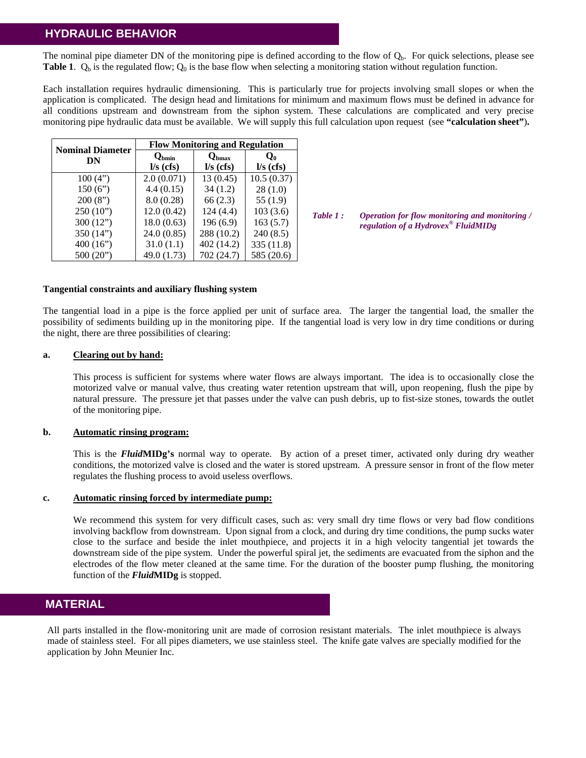## HYDRAULIC BEHAVIOR

The nominal pipe diameter DN of the monitoring pipe is defined according to the flow of $Q_b$. For quick selections, please see **Table 1**. $Q_b$ is the regulated flow; $Q_0$ is the base flow when selecting a monitoring station without regulation function.

Each installation requires hydraulic dimensioning. This is particularly true for projects involving small slopes or when the application is complicated. The design head and limitations for minimum and maximum flows must be defined in advance for all conditions upstream and downstream from the siphon system. These calculations are complicated and very precise monitoring pipe hydraulic data must be available. We will supply this full calculation upon request (see **"calculation sheet")**.

| Nominal Diameter DN | Flow Monitoring and Regulation | | |
|---|---|---|---|
| | $Q_{bmin}$ l/s (cfs) | $Q_{bmax}$ l/s (cfs) | $Q_0$ l/s (cfs) |
| 100 (4") | 2.0 (0.071) | 13 (0.45) | 10.5 (0.37) |
| 150 (6") | 4.4 (0.15) | 34 (1.2) | 28 (1.0) |
| 200 (8") | 8.0 (0.28) | 66 (2.3) | 55 (1.9) |
| 250 (10") | 12.0 (0.42) | 124 (4.4) | 103 (3.6) |
| 300 (12") | 18.0 (0.63) | 196 (6.9) | 163 (5.7) |
| 350 (14") | 24.0 (0.85) | 288 (10.2) | 240 (8.5) |
| 400 (16") | 31.0 (1.1) | 402 (14.2) | 335 (11.8) |
| 500 (20") | 49.0 (1.73) | 702 (24.7) | 585 (20.6) |

*Table 1 : Operation for flow monitoring and monitoring / regulation of a Hydrovex® FluidMIDg*

**Tangential constraints and auxiliary flushing system**

The tangential load in a pipe is the force applied per unit of surface area. The larger the tangential load, the smaller the possibility of sediments building up in the monitoring pipe. If the tangential load is very low in dry time conditions or during the night, there are three possibilities of clearing:

**a. <u>Clearing out by hand:</u>**

This process is sufficient for systems where water flows are always important. The idea is to occasionally close the motorized valve or manual valve, thus creating water retention upstream that will, upon reopening, flush the pipe by natural pressure. The pressure jet that passes under the valve can push debris, up to fist-size stones, towards the outlet of the monitoring pipe.

**b. <u>Automatic rinsing program:</u>**

This is the ***Fluid*MIDg's** normal way to operate. By action of a preset timer, activated only during dry weather conditions, the motorized valve is closed and the water is stored upstream. A pressure sensor in front of the flow meter regulates the flushing process to avoid useless overflows.

**c. <u>Automatic rinsing forced by intermediate pump:</u>**

We recommend this system for very difficult cases, such as: very small dry time flows or very bad flow conditions involving backflow from downstream. Upon signal from a clock, and during dry time conditions, the pump sucks water close to the surface and beside the inlet mouthpiece, and projects it in a high velocity tangential jet towards the downstream side of the pipe system. Under the powerful spiral jet, the sediments are evacuated from the siphon and the electrodes of the flow meter cleaned at the same time. For the duration of the booster pump flushing, the monitoring function of the ***Fluid*MIDg** is stopped.

## MATERIAL

All parts installed in the flow-monitoring unit are made of corrosion resistant materials. The inlet mouthpiece is always made of stainless steel. For all pipes diameters, we use stainless steel. The knife gate valves are specially modified for the application by John Meunier Inc.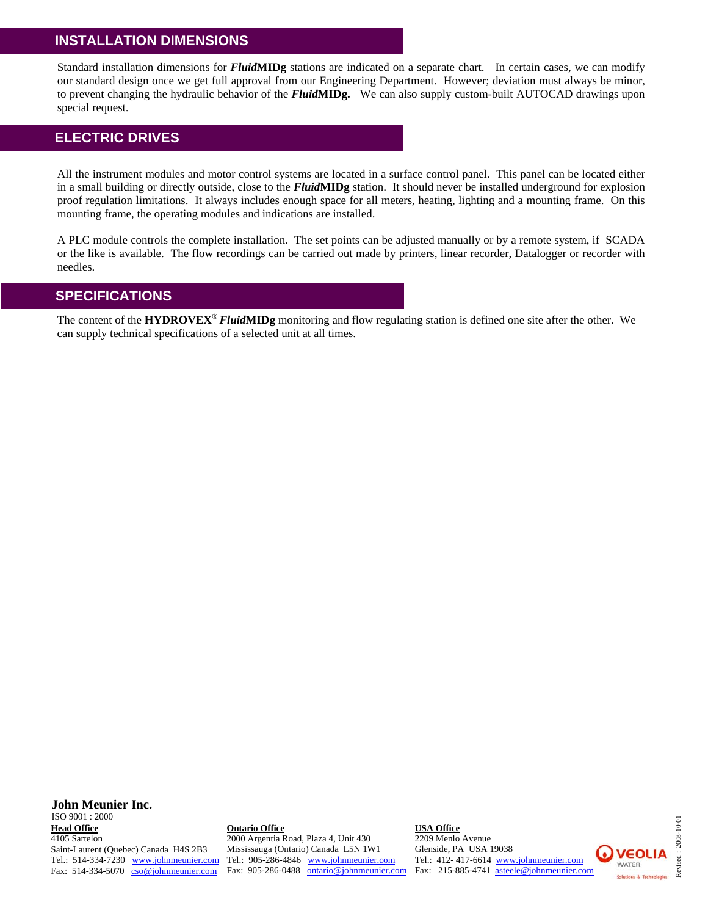## INSTALLATION DIMENSIONS

Standard installation dimensions for ***Fluid*MIDg** stations are indicated on a separate chart. In certain cases, we can modify our standard design once we get full approval from our Engineering Department. However; deviation must always be minor, to prevent changing the hydraulic behavior of the ***Fluid*MIDg.** We can also supply custom-built AUTOCAD drawings upon special request.

## ELECTRIC DRIVES

All the instrument modules and motor control systems are located in a surface control panel. This panel can be located either in a small building or directly outside, close to the ***Fluid*MIDg** station. It should never be installed underground for explosion proof regulation limitations. It always includes enough space for all meters, heating, lighting and a mounting frame. On this mounting frame, the operating modules and indications are installed.

A PLC module controls the complete installation. The set points can be adjusted manually or by a remote system, if SCADA or the like is available. The flow recordings can be carried out made by printers, linear recorder, Datalogger or recorder with needles.

## SPECIFICATIONS

The content of the **HYDROVEX®** ***Fluid*MIDg** monitoring and flow regulating station is defined one site after the other. We can supply technical specifications of a selected unit at all times.

**John Meunier Inc.**
ISO 9001 : 2000

**Head Office**
4105 Sartelon
Saint-Laurent (Quebec) Canada H4S 2B3
Tel.: 514-334-7230 www.johnmeunier.com
Fax: 514-334-5070 cso@johnmeunier.com

**Ontario Office**
2000 Argentia Road, Plaza 4, Unit 430
Mississauga (Ontario) Canada L5N 1W1
Tel.: 905-286-4846 www.johnmeunier.com
Fax: 905-286-0488 ontario@johnmeunier.com

**USA Office**
2209 Menlo Avenue
Glenside, PA USA 19038
Tel.: 412-417-6614 www.johnmeunier.com
Fax: 215-885-4741 asteele@johnmeunier.com

VEOLIA WATER Solutions & Technologies

Revised : 2008-10-01